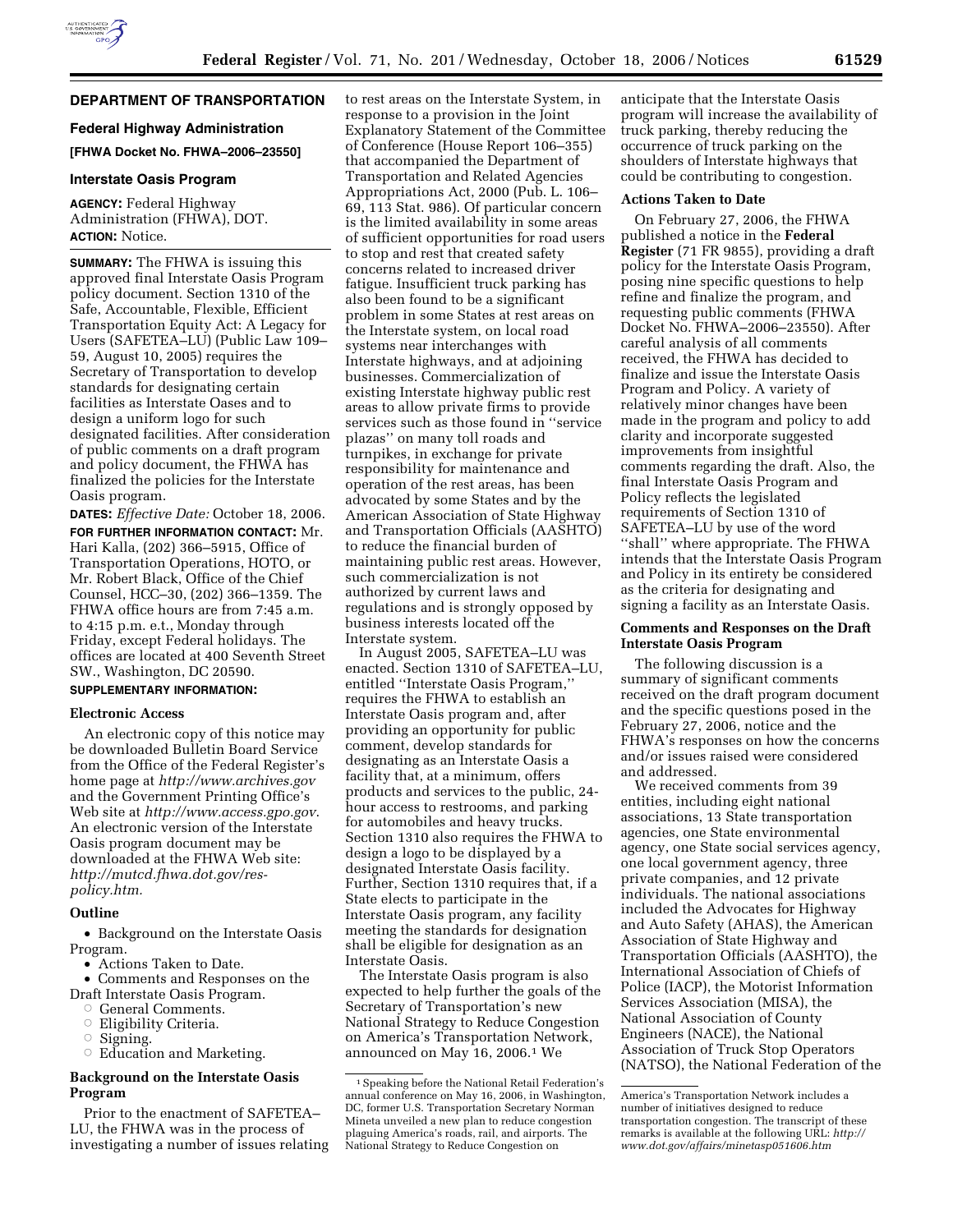## DEPARTMENT OF TRANSPORTATION

### Federal Highway Administration

**[FHWA Docket No. FHWA–2006–23550]**

### Interstate Oasis Program

**AGENCY:** Federal Highway Administration (FHWA), DOT.

**ACTION:** Notice.

**SUMMARY:** The FHWA is issuing this approved final Interstate Oasis Program policy document. Section 1310 of the Safe, Accountable, Flexible, Efficient Transportation Equity Act: A Legacy for Users (SAFETEA–LU) (Public Law 109–59, August 10, 2005) requires the Secretary of Transportation to develop standards for designating certain facilities as Interstate Oases and to design a uniform logo for such designated facilities. After consideration of public comments on a draft program and policy document, the FHWA has finalized the policies for the Interstate Oasis program.

**DATES:** *Effective Date:* October 18, 2006.

**FOR FURTHER INFORMATION CONTACT:** Mr. Hari Kalla, (202) 366–5915, Office of Transportation Operations, HOTO, or Mr. Robert Black, Office of the Chief Counsel, HCC–30, (202) 366–1359. The FHWA office hours are from 7:45 a.m. to 4:15 p.m. e.t., Monday through Friday, except Federal holidays. The offices are located at 400 Seventh Street SW., Washington, DC 20590.

**SUPPLEMENTARY INFORMATION:**

### Electronic Access

An electronic copy of this notice may be downloaded Bulletin Board Service from the Office of the Federal Register's home page at *http://www.archives.gov* and the Government Printing Office's Web site at *http://www.access.gpo.gov*. An electronic version of the Interstate Oasis program document may be downloaded at the FHWA Web site: *http://mutcd.fhwa.dot.gov/res-policy.htm.*

### Outline

- Background on the Interstate Oasis Program.
- Actions Taken to Date.
- Comments and Responses on the Draft Interstate Oasis Program.
  - General Comments.
  - Eligibility Criteria.
  - Signing.
  - Education and Marketing.

### Background on the Interstate Oasis Program

Prior to the enactment of SAFETEA–LU, the FHWA was in the process of investigating a number of issues relating to rest areas on the Interstate System, in response to a provision in the Joint Explanatory Statement of the Committee of Conference (House Report 106–355) that accompanied the Department of Transportation and Related Agencies Appropriations Act, 2000 (Pub. L. 106–69, 113 Stat. 986). Of particular concern is the limited availability in some areas of sufficient opportunities for road users to stop and rest that created safety concerns related to increased driver fatigue. Insufficient truck parking has also been found to be a significant problem in some States at rest areas on the Interstate system, on local road systems near interchanges with Interstate highways, and at adjoining businesses. Commercialization of existing Interstate highway public rest areas to allow private firms to provide services such as those found in "service plazas" on many toll roads and turnpikes, in exchange for private responsibility for maintenance and operation of the rest areas, has been advocated by some States and by the American Association of State Highway and Transportation Officials (AASHTO) to reduce the financial burden of maintaining public rest areas. However, such commercialization is not authorized by current laws and regulations and is strongly opposed by business interests located off the Interstate system.

In August 2005, SAFETEA–LU was enacted. Section 1310 of SAFETEA–LU, entitled "Interstate Oasis Program," requires the FHWA to establish an Interstate Oasis program and, after providing an opportunity for public comment, develop standards for designating as an Interstate Oasis a facility that, at a minimum, offers products and services to the public, 24-hour access to restrooms, and parking for automobiles and heavy trucks. Section 1310 also requires the FHWA to design a logo to be displayed by a designated Interstate Oasis facility. Further, Section 1310 requires that, if a State elects to participate in the Interstate Oasis program, any facility meeting the standards for designation shall be eligible for designation as an Interstate Oasis.

The Interstate Oasis program is also expected to help further the goals of the Secretary of Transportation's new National Strategy to Reduce Congestion on America's Transportation Network, announced on May 16, 2006.[1] We anticipate that the Interstate Oasis program will increase the availability of truck parking, thereby reducing the occurrence of truck parking on the shoulders of Interstate highways that could be contributing to congestion.

### Actions Taken to Date

On February 27, 2006, the FHWA published a notice in the **Federal Register** (71 FR 9855), providing a draft policy for the Interstate Oasis Program, posing nine specific questions to help refine and finalize the program, and requesting public comments (FHWA Docket No. FHWA–2006–23550). After careful analysis of all comments received, the FHWA has decided to finalize and issue the Interstate Oasis Program and Policy. A variety of relatively minor changes have been made in the program and policy to add clarity and incorporate suggested improvements from insightful comments regarding the draft. Also, the final Interstate Oasis Program and Policy reflects the legislated requirements of Section 1310 of SAFETEA–LU by use of the word "shall" where appropriate. The FHWA intends that the Interstate Oasis Program and Policy in its entirety be considered as the criteria for designating and signing a facility as an Interstate Oasis.

### Comments and Responses on the Draft Interstate Oasis Program

The following discussion is a summary of significant comments received on the draft program document and the specific questions posed in the February 27, 2006, notice and the FHWA's responses on how the concerns and/or issues raised were considered and addressed.

We received comments from 39 entities, including eight national associations, 13 State transportation agencies, one State environmental agency, one State social services agency, one local government agency, three private companies, and 12 private individuals. The national associations included the Advocates for Highway and Auto Safety (AHAS), the American Association of State Highway and Transportation Officials (AASHTO), the International Association of Chiefs of Police (IACP), the Motorist Information Services Association (MISA), the National Association of County Engineers (NACE), the National Association of Truck Stop Operators (NATSO), the National Federation of the

---

[1] Speaking before the National Retail Federation's annual conference on May 16, 2006, in Washington, DC, former U.S. Transportation Secretary Norman Mineta unveiled a new plan to reduce congestion plaguing America's roads, rail, and airports. The National Strategy to Reduce Congestion on America's Transportation Network includes a number of initiatives designed to reduce transportation congestion. The transcript of these remarks is available at the following URL: *http://www.dot.gov/affairs/minetasp051606.htm*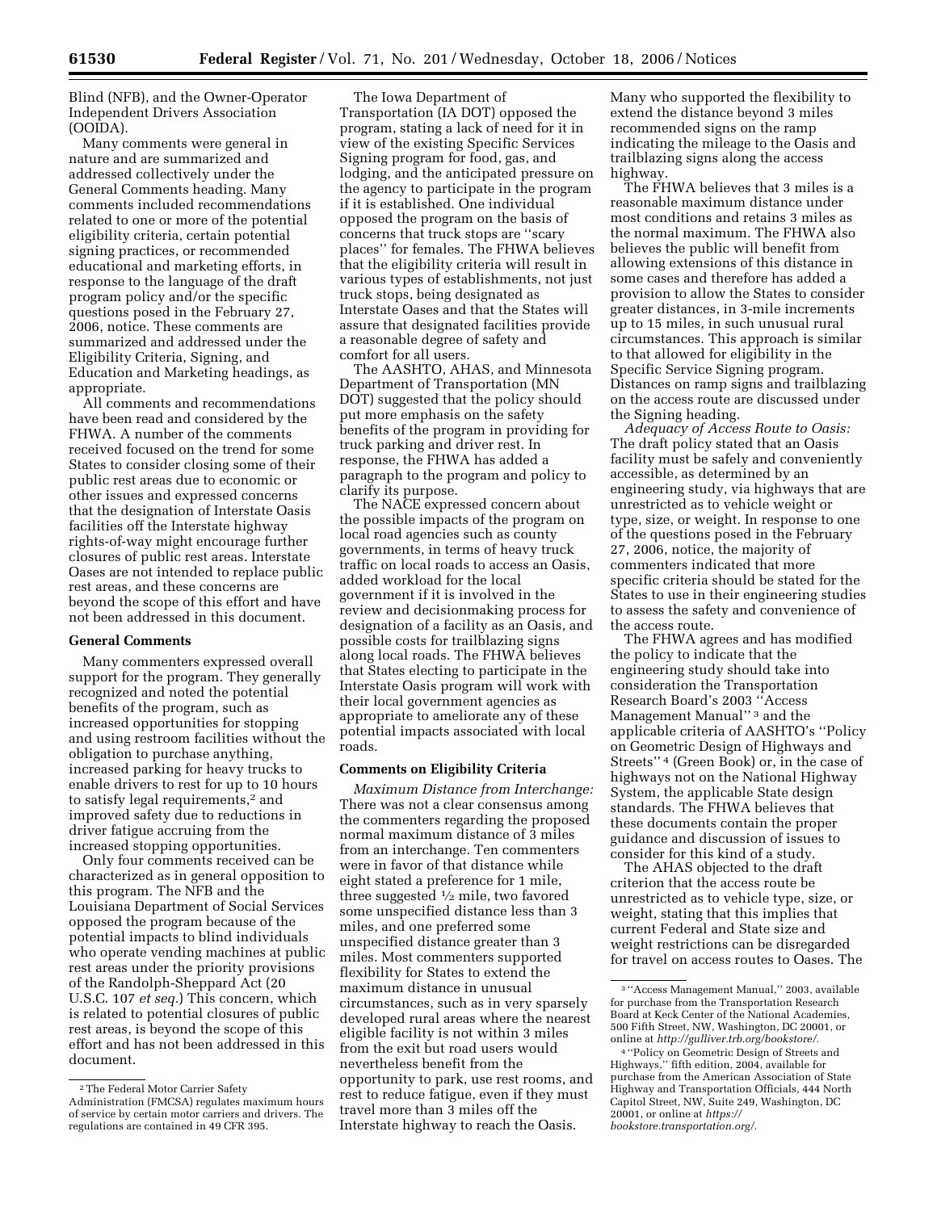Blind (NFB), and the Owner-Operator Independent Drivers Association (OOIDA).

Many comments were general in nature and are summarized and addressed collectively under the General Comments heading. Many comments included recommendations related to one or more of the potential eligibility criteria, certain potential signing practices, or recommended educational and marketing efforts, in response to the language of the draft program policy and/or the specific questions posed in the February 27, 2006, notice. These comments are summarized and addressed under the Eligibility Criteria, Signing, and Education and Marketing headings, as appropriate.

All comments and recommendations have been read and considered by the FHWA. A number of the comments received focused on the trend for some States to consider closing some of their public rest areas due to economic or other issues and expressed concerns that the designation of Interstate Oasis facilities off the Interstate highway rights-of-way might encourage further closures of public rest areas. Interstate Oases are not intended to replace public rest areas, and these concerns are beyond the scope of this effort and have not been addressed in this document.

**General Comments**

Many commenters expressed overall support for the program. They generally recognized and noted the potential benefits of the program, such as increased opportunities for stopping and using restroom facilities without the obligation to purchase anything, increased parking for heavy trucks to enable drivers to rest for up to 10 hours to satisfy legal requirements,[2] and improved safety due to reductions in driver fatigue accruing from the increased stopping opportunities.

Only four comments received can be characterized as in general opposition to this program. The NFB and the Louisiana Department of Social Services opposed the program because of the potential impacts to blind individuals who operate vending machines at public rest areas under the priority provisions of the Randolph-Sheppard Act (20 U.S.C. 107 *et seq.*) This concern, which is related to potential closures of public rest areas, is beyond the scope of this effort and has not been addressed in this document.

The Iowa Department of Transportation (IA DOT) opposed the program, stating a lack of need for it in view of the existing Specific Services Signing program for food, gas, and lodging, and the anticipated pressure on the agency to participate in the program if it is established. One individual opposed the program on the basis of concerns that truck stops are "scary places" for females. The FHWA believes that the eligibility criteria will result in various types of establishments, not just truck stops, being designated as Interstate Oases and that the States will assure that designated facilities provide a reasonable degree of safety and comfort for all users.

The AASHTO, AHAS, and Minnesota Department of Transportation (MN DOT) suggested that the policy should put more emphasis on the safety benefits of the program in providing for truck parking and driver rest. In response, the FHWA has added a paragraph to the program and policy to clarify its purpose.

The NACE expressed concern about the possible impacts of the program on local road agencies such as county governments, in terms of heavy truck traffic on local roads to access an Oasis, added workload for the local government if it is involved in the review and decisionmaking process for designation of a facility as an Oasis, and possible costs for trailblazing signs along local roads. The FHWA believes that States electing to participate in the Interstate Oasis program will work with their local government agencies as appropriate to ameliorate any of these potential impacts associated with local roads.

**Comments on Eligibility Criteria**

*Maximum Distance from Interchange:* There was not a clear consensus among the commenters regarding the proposed normal maximum distance of 3 miles from an interchange. Ten commenters were in favor of that distance while eight stated a preference for 1 mile, three suggested ½ mile, two favored some unspecified distance less than 3 miles, and one preferred some unspecified distance greater than 3 miles. Most commenters supported flexibility for States to extend the maximum distance in unusual circumstances, such as in very sparsely developed rural areas where the nearest eligible facility is not within 3 miles from the exit but road users would nevertheless benefit from the opportunity to park, use rest rooms, and rest to reduce fatigue, even if they must travel more than 3 miles off the Interstate highway to reach the Oasis. Many who supported the flexibility to extend the distance beyond 3 miles recommended signs on the ramp indicating the mileage to the Oasis and trailblazing signs along the access highway.

The FHWA believes that 3 miles is a reasonable maximum distance under most conditions and retains 3 miles as the normal maximum. The FHWA also believes the public will benefit from allowing extensions of this distance in some cases and therefore has added a provision to allow the States to consider greater distances, in 3-mile increments up to 15 miles, in such unusual rural circumstances. This approach is similar to that allowed for eligibility in the Specific Service Signing program. Distances on ramp signs and trailblazing on the access route are discussed under the Signing heading.

*Adequacy of Access Route to Oasis:* The draft policy stated that an Oasis facility must be safely and conveniently accessible, as determined by an engineering study, via highways that are unrestricted as to vehicle weight or type, size, or weight. In response to one of the questions posed in the February 27, 2006, notice, the majority of commenters indicated that more specific criteria should be stated for the States to use in their engineering studies to assess the safety and convenience of the access route.

The FHWA agrees and has modified the policy to indicate that the engineering study should take into consideration the Transportation Research Board's 2003 "Access Management Manual"[3] and the applicable criteria of AASHTO's "Policy on Geometric Design of Highways and Streets"[4] (Green Book) or, in the case of highways not on the National Highway System, the applicable State design standards. The FHWA believes that these documents contain the proper guidance and discussion of issues to consider for this kind of a study.

The AHAS objected to the draft criterion that the access route be unrestricted as to vehicle type, size, or weight, stating that this implies that current Federal and State size and weight restrictions can be disregarded for travel on access routes to Oases. The

---

[2] The Federal Motor Carrier Safety Administration (FMCSA) regulates maximum hours of service by certain motor carriers and drivers. The regulations are contained in 49 CFR 395.

[3] "Access Management Manual," 2003, available for purchase from the Transportation Research Board at Keck Center of the National Academies, 500 Fifth Street, NW, Washington, DC 20001, or online at *http://gulliver.trb.org/bookstore/.*

[4] "Policy on Geometric Design of Streets and Highways," fifth edition, 2004, available for purchase from the American Association of State Highway and Transportation Officials, 444 North Capitol Street, NW, Suite 249, Washington, DC 20001, or online at *https://bookstore.transportation.org/.*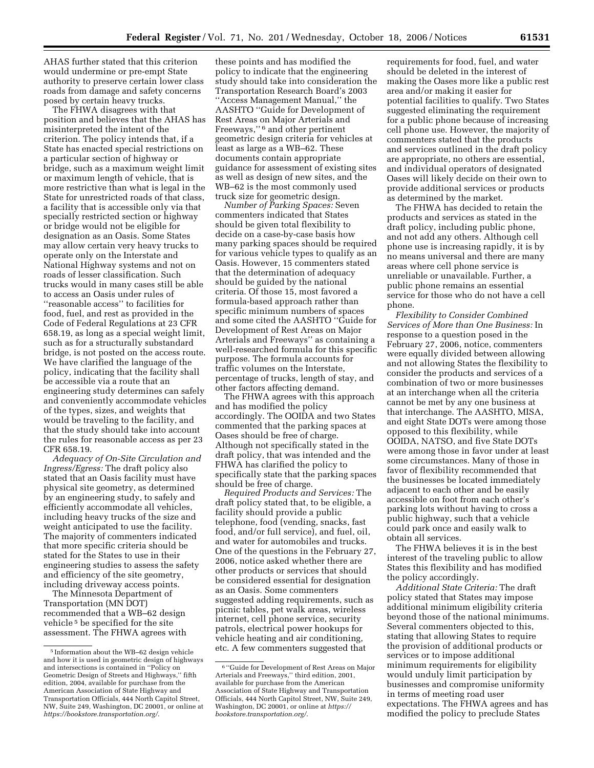AHAS further stated that this criterion would undermine or pre-empt State authority to preserve certain lower class roads from damage and safety concerns posed by certain heavy trucks.

The FHWA disagrees with that position and believes that the AHAS has misinterpreted the intent of the criterion. The policy intends that, if a State has enacted special restrictions on a particular section of highway or bridge, such as a maximum weight limit or maximum length of vehicle, that is more restrictive than what is legal in the State for unrestricted roads of that class, a facility that is accessible only via that specially restricted section or highway or bridge would not be eligible for designation as an Oasis. Some States may allow certain very heavy trucks to operate only on the Interstate and National Highway systems and not on roads of lesser classification. Such trucks would in many cases still be able to access an Oasis under rules of ''reasonable access'' to facilities for food, fuel, and rest as provided in the Code of Federal Regulations at 23 CFR 658.19, as long as a special weight limit, such as for a structurally substandard bridge, is not posted on the access route. We have clarified the language of the policy, indicating that the facility shall be accessible via a route that an engineering study determines can safely and conveniently accommodate vehicles of the types, sizes, and weights that would be traveling to the facility, and that the study should take into account the rules for reasonable access as per 23 CFR 658.19.

*Adequacy of On-Site Circulation and Ingress/Egress:* The draft policy also stated that an Oasis facility must have physical site geometry, as determined by an engineering study, to safely and efficiently accommodate all vehicles, including heavy trucks of the size and weight anticipated to use the facility. The majority of commenters indicated that more specific criteria should be stated for the States to use in their engineering studies to assess the safety and efficiency of the site geometry, including driveway access points.

The Minnesota Department of Transportation (MN DOT) recommended that a WB–62 design vehicle [5] be specified for the site assessment. The FHWA agrees with these points and has modified the policy to indicate that the engineering study should take into consideration the Transportation Research Board's 2003 ''Access Management Manual,'' the AASHTO ''Guide for Development of Rest Areas on Major Arterials and Freeways,'' [6] and other pertinent geometric design criteria for vehicles at least as large as a WB–62. These documents contain appropriate guidance for assessment of existing sites as well as design of new sites, and the WB–62 is the most commonly used truck size for geometric design.

*Number of Parking Spaces:* Seven commenters indicated that States should be given total flexibility to decide on a case-by-case basis how many parking spaces should be required for various vehicle types to qualify as an Oasis. However, 15 commenters stated that the determination of adequacy should be guided by the national criteria. Of those 15, most favored a formula-based approach rather than specific minimum numbers of spaces and some cited the AASHTO ''Guide for Development of Rest Areas on Major Arterials and Freeways'' as containing a well-researched formula for this specific purpose. The formula accounts for traffic volumes on the Interstate, percentage of trucks, length of stay, and other factors affecting demand.

The FHWA agrees with this approach and has modified the policy accordingly. The OOIDA and two States commented that the parking spaces at Oases should be free of charge. Although not specifically stated in the draft policy, that was intended and the FHWA has clarified the policy to specifically state that the parking spaces should be free of charge.

*Required Products and Services:* The draft policy stated that, to be eligible, a facility should provide a public telephone, food (vending, snacks, fast food, and/or full service), and fuel, oil, and water for automobiles and trucks. One of the questions in the February 27, 2006, notice asked whether there are other products or services that should be considered essential for designation as an Oasis. Some commenters suggested adding requirements, such as picnic tables, pet walk areas, wireless internet, cell phone service, security patrols, electrical power hookups for vehicle heating and air conditioning, etc. A few commenters suggested that requirements for food, fuel, and water should be deleted in the interest of making the Oases more like a public rest area and/or making it easier for potential facilities to qualify. Two States suggested eliminating the requirement for a public phone because of increasing cell phone use. However, the majority of commenters stated that the products and services outlined in the draft policy are appropriate, no others are essential, and individual operators of designated Oases will likely decide on their own to provide additional services or products as determined by the market.

The FHWA has decided to retain the products and services as stated in the draft policy, including public phone, and not add any others. Although cell phone use is increasing rapidly, it is by no means universal and there are many areas where cell phone service is unreliable or unavailable. Further, a public phone remains an essential service for those who do not have a cell phone.

*Flexibility to Consider Combined Services of More than One Business:* In response to a question posed in the February 27, 2006, notice, commenters were equally divided between allowing and not allowing States the flexibility to consider the products and services of a combination of two or more businesses at an interchange when all the criteria cannot be met by any one business at that interchange. The AASHTO, MISA, and eight State DOTs were among those opposed to this flexibility, while OOIDA, NATSO, and five State DOTs were among those in favor under at least some circumstances. Many of those in favor of flexibility recommended that the businesses be located immediately adjacent to each other and be easily accessible on foot from each other's parking lots without having to cross a public highway, such that a vehicle could park once and easily walk to obtain all services.

The FHWA believes it is in the best interest of the traveling public to allow States this flexibility and has modified the policy accordingly.

*Additional State Criteria:* The draft policy stated that States may impose additional minimum eligibility criteria beyond those of the national minimums. Several commenters objected to this, stating that allowing States to require the provision of additional products or services or to impose additional minimum requirements for eligibility would unduly limit participation by businesses and compromise uniformity in terms of meeting road user expectations. The FHWA agrees and has modified the policy to preclude States

---

[5] Information about the WB–62 design vehicle and how it is used in geometric design of highways and intersections is contained in ''Policy on Geometric Design of Streets and Highways,'' fifth edition, 2004, available for purchase from the American Association of State Highway and Transportation Officials, 444 North Capitol Street, NW, Suite 249, Washington, DC 20001, or online at *https://bookstore.transportation.org/*.

[6] ''Guide for Development of Rest Areas on Major Arterials and Freeways,'' third edition, 2001, available for purchase from the American Association of State Highway and Transportation Officials, 444 North Capitol Street, NW, Suite 249, Washington, DC 20001, or online at *https://bookstore.transportation.org/*.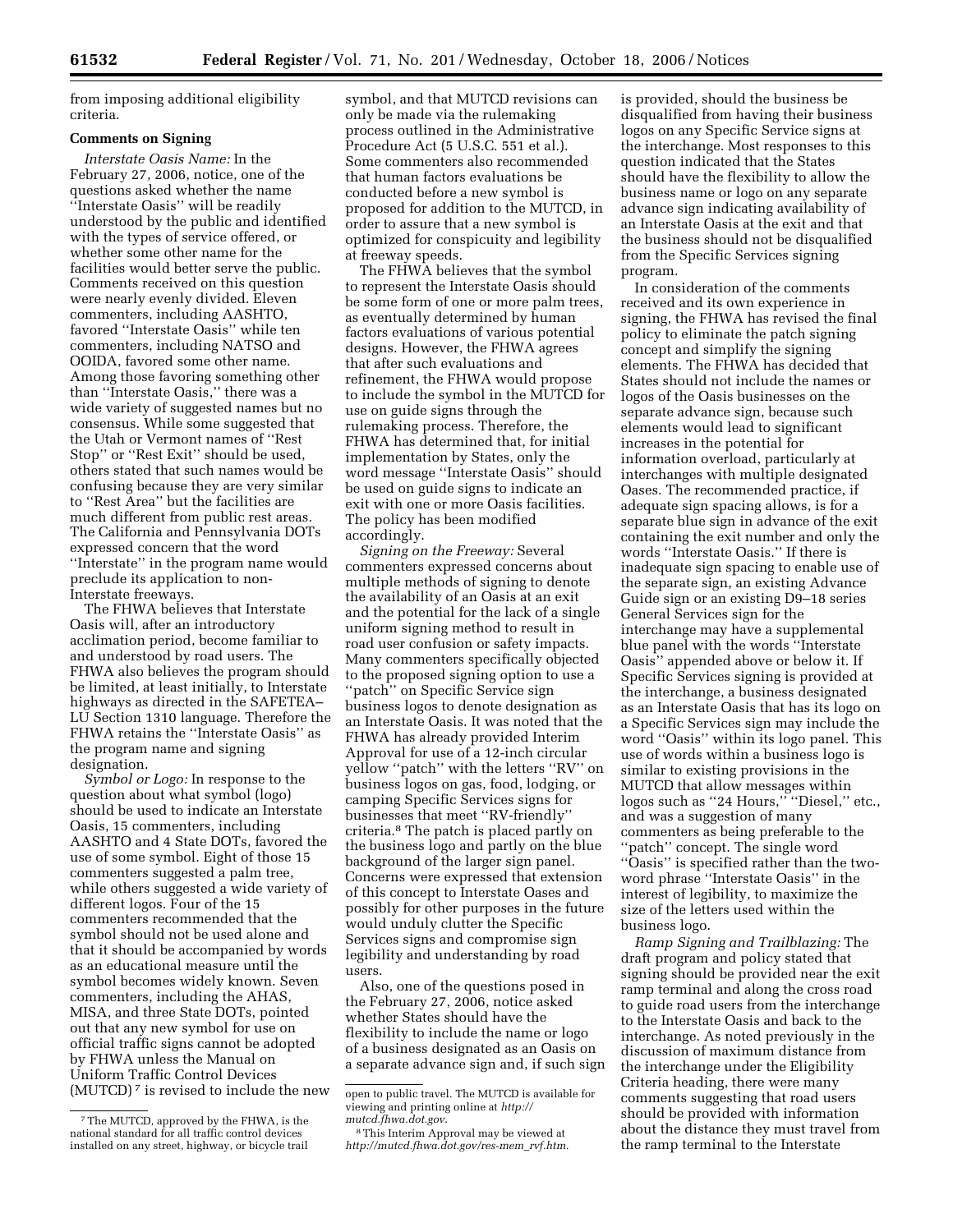from imposing additional eligibility criteria.

**Comments on Signing**

*Interstate Oasis Name:* In the February 27, 2006, notice, one of the questions asked whether the name ''Interstate Oasis'' will be readily understood by the public and identified with the types of service offered, or whether some other name for the facilities would better serve the public. Comments received on this question were nearly evenly divided. Eleven commenters, including AASHTO, favored ''Interstate Oasis'' while ten commenters, including NATSO and OOIDA, favored some other name. Among those favoring something other than ''Interstate Oasis,'' there was a wide variety of suggested names but no consensus. While some suggested that the Utah or Vermont names of ''Rest Stop'' or ''Rest Exit'' should be used, others stated that such names would be confusing because they are very similar to ''Rest Area'' but the facilities are much different from public rest areas. The California and Pennsylvania DOTs expressed concern that the word ''Interstate'' in the program name would preclude its application to non-Interstate freeways.

The FHWA believes that Interstate Oasis will, after an introductory acclimation period, become familiar to and understood by road users. The FHWA also believes the program should be limited, at least initially, to Interstate highways as directed in the SAFETEA–LU Section 1310 language. Therefore the FHWA retains the ''Interstate Oasis'' as the program name and signing designation.

*Symbol or Logo:* In response to the question about what symbol (logo) should be used to indicate an Interstate Oasis, 15 commenters, including AASHTO and 4 State DOTs, favored the use of some symbol. Eight of those 15 commenters suggested a palm tree, while others suggested a wide variety of different logos. Four of the 15 commenters recommended that the symbol should not be used alone and that it should be accompanied by words as an educational measure until the symbol becomes widely known. Seven commenters, including the AHAS, MISA, and three State DOTs, pointed out that any new symbol for use on official traffic signs cannot be adopted by FHWA unless the Manual on Uniform Traffic Control Devices (MUTCD)[7] is revised to include the new symbol, and that MUTCD revisions can only be made via the rulemaking process outlined in the Administrative Procedure Act (5 U.S.C. 551 et al.). Some commenters also recommended that human factors evaluations be conducted before a new symbol is proposed for addition to the MUTCD, in order to assure that a new symbol is optimized for conspicuity and legibility at freeway speeds.

The FHWA believes that the symbol to represent the Interstate Oasis should be some form of one or more palm trees, as eventually determined by human factors evaluations of various potential designs. However, the FHWA agrees that after such evaluations and refinement, the FHWA would propose to include the symbol in the MUTCD for use on guide signs through the rulemaking process. Therefore, the FHWA has determined that, for initial implementation by States, only the word message ''Interstate Oasis'' should be used on guide signs to indicate an exit with one or more Oasis facilities. The policy has been modified accordingly.

*Signing on the Freeway:* Several commenters expressed concerns about multiple methods of signing to denote the availability of an Oasis at an exit and the potential for the lack of a single uniform signing method to result in road user confusion or safety impacts. Many commenters specifically objected to the proposed signing option to use a ''patch'' on Specific Service sign business logos to denote designation as an Interstate Oasis. It was noted that the FHWA has already provided Interim Approval for use of a 12-inch circular yellow ''patch'' with the letters ''RV'' on business logos on gas, food, lodging, or camping Specific Services signs for businesses that meet ''RV-friendly'' criteria.[8] The patch is placed partly on the business logo and partly on the blue background of the larger sign panel. Concerns were expressed that extension of this concept to Interstate Oases and possibly for other purposes in the future would unduly clutter the Specific Services signs and compromise sign legibility and understanding by road users.

Also, one of the questions posed in the February 27, 2006, notice asked whether States should have the flexibility to include the name or logo of a business designated as an Oasis on a separate advance sign and, if such sign is provided, should the business be disqualified from having their business logos on any Specific Service signs at the interchange. Most responses to this question indicated that the States should have the flexibility to allow the business name or logo on any separate advance sign indicating availability of an Interstate Oasis at the exit and that the business should not be disqualified from the Specific Services signing program.

In consideration of the comments received and its own experience in signing, the FHWA has revised the final policy to eliminate the patch signing concept and simplify the signing elements. The FHWA has decided that States should not include the names or logos of the Oasis businesses on the separate advance sign, because such elements would lead to significant increases in the potential for information overload, particularly at interchanges with multiple designated Oases. The recommended practice, if adequate sign spacing allows, is for a separate blue sign in advance of the exit containing the exit number and only the words ''Interstate Oasis.'' If there is inadequate sign spacing to enable use of the separate sign, an existing Advance Guide sign or an existing D9–18 series General Services sign for the interchange may have a supplemental blue panel with the words ''Interstate Oasis'' appended above or below it. If Specific Services signing is provided at the interchange, a business designated as an Interstate Oasis that has its logo on a Specific Services sign may include the word ''Oasis'' within its logo panel. This use of words within a business logo is similar to existing provisions in the MUTCD that allow messages within logos such as ''24 Hours,'' ''Diesel,'' etc., and was a suggestion of many commenters as being preferable to the ''patch'' concept. The single word ''Oasis'' is specified rather than the two-word phrase ''Interstate Oasis'' in the interest of legibility, to maximize the size of the letters used within the business logo.

*Ramp Signing and Trailblazing:* The draft program and policy stated that signing should be provided near the exit ramp terminal and along the cross road to guide road users from the interchange to the Interstate Oasis and back to the interchange. As noted previously in the discussion of maximum distance from the interchange under the Eligibility Criteria heading, there were many comments suggesting that road users should be provided with information about the distance they must travel from the ramp terminal to the Interstate

---

[7] The MUTCD, approved by the FHWA, is the national standard for all traffic control devices installed on any street, highway, or bicycle trail open to public travel. The MUTCD is available for viewing and printing online at *http://mutcd.fhwa.dot.gov*.

[8] This Interim Approval may be viewed at *http://mutcd.fhwa.dot.gov/res-mem_rvf.htm*.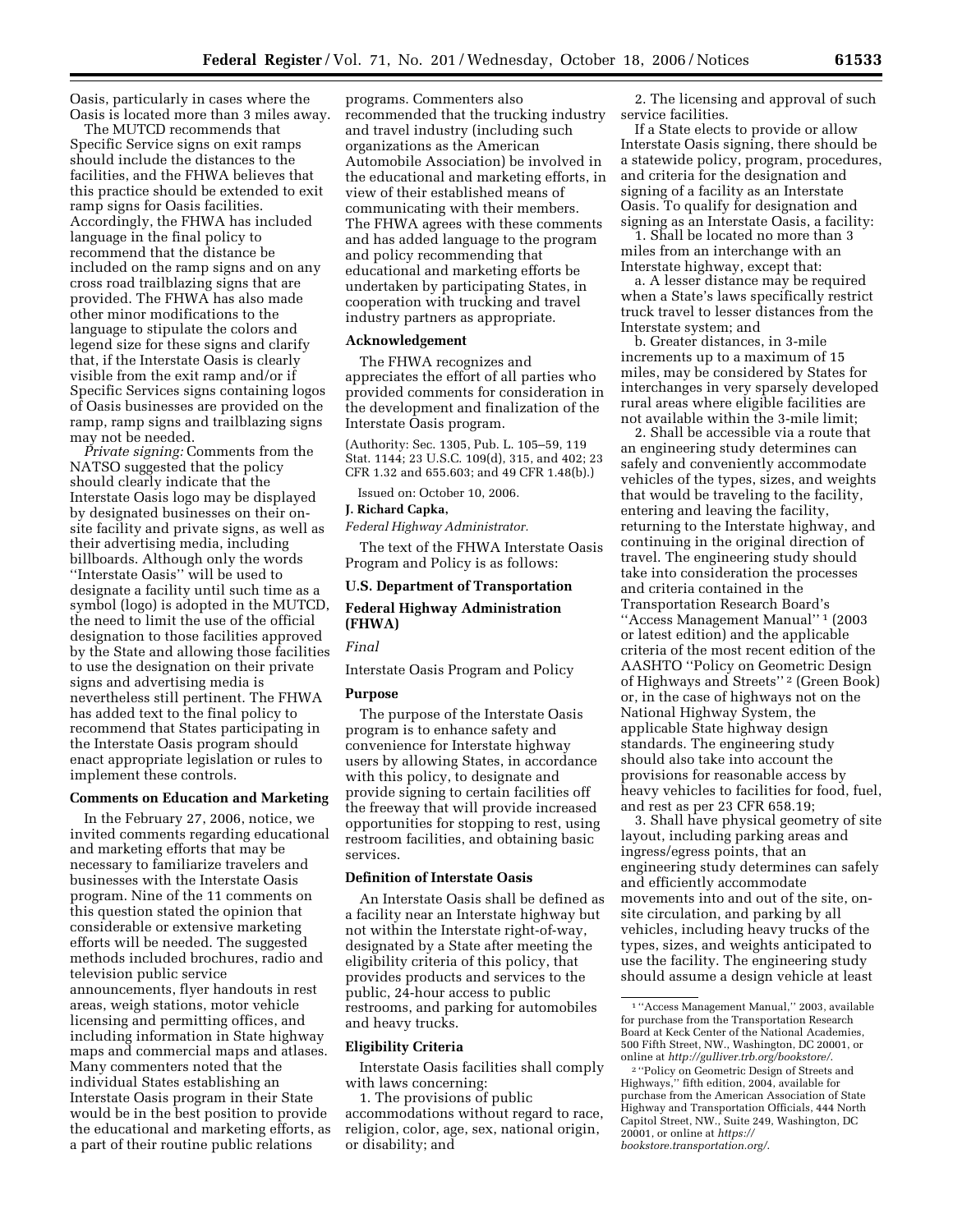Oasis, particularly in cases where the Oasis is located more than 3 miles away.

The MUTCD recommends that Specific Service signs on exit ramps should include the distances to the facilities, and the FHWA believes that this practice should be extended to exit ramp signs for Oasis facilities. Accordingly, the FHWA has included language in the final policy to recommend that the distance be included on the ramp signs and on any cross road trailblazing signs that are provided. The FHWA has also made other minor modifications to the language to stipulate the colors and legend size for these signs and clarify that, if the Interstate Oasis is clearly visible from the exit ramp and/or if Specific Services signs containing logos of Oasis businesses are provided on the ramp, ramp signs and trailblazing signs may not be needed.

*Private signing:* Comments from the NATSO suggested that the policy should clearly indicate that the Interstate Oasis logo may be displayed by designated businesses on their on-site facility and private signs, as well as their advertising media, including billboards. Although only the words ''Interstate Oasis'' will be used to designate a facility until such time as a symbol (logo) is adopted in the MUTCD, the need to limit the use of the official designation to those facilities approved by the State and allowing those facilities to use the designation on their private signs and advertising media is nevertheless still pertinent. The FHWA has added text to the final policy to recommend that States participating in the Interstate Oasis program should enact appropriate legislation or rules to implement these controls.

### Comments on Education and Marketing

In the February 27, 2006, notice, we invited comments regarding educational and marketing efforts that may be necessary to familiarize travelers and businesses with the Interstate Oasis program. Nine of the 11 comments on this question stated the opinion that considerable or extensive marketing efforts will be needed. The suggested methods included brochures, radio and television public service announcements, flyer handouts in rest areas, weigh stations, motor vehicle licensing and permitting offices, and including information in State highway maps and commercial maps and atlases. Many commenters noted that the individual States establishing an Interstate Oasis program in their State would be in the best position to provide the educational and marketing efforts, as a part of their routine public relations programs. Commenters also recommended that the trucking industry and travel industry (including such organizations as the American Automobile Association) be involved in the educational and marketing efforts, in view of their established means of communicating with their members. The FHWA agrees with these comments and has added language to the program and policy recommending that educational and marketing efforts be undertaken by participating States, in cooperation with trucking and travel industry partners as appropriate.

### Acknowledgement

The FHWA recognizes and appreciates the effort of all parties who provided comments for consideration in the development and finalization of the Interstate Oasis program.

(Authority: Sec. 1305, Pub. L. 105–59, 119 Stat. 1144; 23 U.S.C. 109(d), 315, and 402; 23 CFR 1.32 and 655.603; and 49 CFR 1.48(b).)

Issued on: October 10, 2006.

**J. Richard Capka,**

*Federal Highway Administrator.*

The text of the FHWA Interstate Oasis Program and Policy is as follows:

## U.S. Department of Transportation

## Federal Highway Administration (FHWA)

*Final*

Interstate Oasis Program and Policy

### Purpose

The purpose of the Interstate Oasis program is to enhance safety and convenience for Interstate highway users by allowing States, in accordance with this policy, to designate and provide signing to certain facilities off the freeway that will provide increased opportunities for stopping to rest, using restroom facilities, and obtaining basic services.

### Definition of Interstate Oasis

An Interstate Oasis shall be defined as a facility near an Interstate highway but not within the Interstate right-of-way, designated by a State after meeting the eligibility criteria of this policy, that provides products and services to the public, 24-hour access to public restrooms, and parking for automobiles and heavy trucks.

### Eligibility Criteria

Interstate Oasis facilities shall comply with laws concerning:

1. The provisions of public accommodations without regard to race, religion, color, age, sex, national origin, or disability; and

2. The licensing and approval of such service facilities.

If a State elects to provide or allow Interstate Oasis signing, there should be a statewide policy, program, procedures, and criteria for the designation and signing of a facility as an Interstate Oasis. To qualify for designation and signing as an Interstate Oasis, a facility:

1. Shall be located no more than 3 miles from an interchange with an Interstate highway, except that:

a. A lesser distance may be required when a State's laws specifically restrict truck travel to lesser distances from the Interstate system; and

b. Greater distances, in 3-mile increments up to a maximum of 15 miles, may be considered by States for interchanges in very sparsely developed rural areas where eligible facilities are not available within the 3-mile limit;

2. Shall be accessible via a route that an engineering study determines can safely and conveniently accommodate vehicles of the types, sizes, and weights that would be traveling to the facility, entering and leaving the facility, returning to the Interstate highway, and continuing in the original direction of travel. The engineering study should take into consideration the processes and criteria contained in the Transportation Research Board's ''Access Management Manual'' [1] (2003 or latest edition) and the applicable criteria of the most recent edition of the AASHTO ''Policy on Geometric Design of Highways and Streets'' [2] (Green Book) or, in the case of highways not on the National Highway System, the applicable State highway design standards. The engineering study should also take into account the provisions for reasonable access by heavy vehicles to facilities for food, fuel, and rest as per 23 CFR 658.19;

3. Shall have physical geometry of site layout, including parking areas and ingress/egress points, that an engineering study determines can safely and efficiently accommodate movements into and out of the site, on-site circulation, and parking by all vehicles, including heavy trucks of the types, sizes, and weights anticipated to use the facility. The engineering study should assume a design vehicle at least

---

[1] ''Access Management Manual,'' 2003, available for purchase from the Transportation Research Board at Keck Center of the National Academies, 500 Fifth Street, NW., Washington, DC 20001, or online at *http://gulliver.trb.org/bookstore/*.

[2] ''Policy on Geometric Design of Streets and Highways,'' fifth edition, 2004, available for purchase from the American Association of State Highway and Transportation Officials, 444 North Capitol Street, NW., Suite 249, Washington, DC 20001, or online at *https://bookstore.transportation.org/*.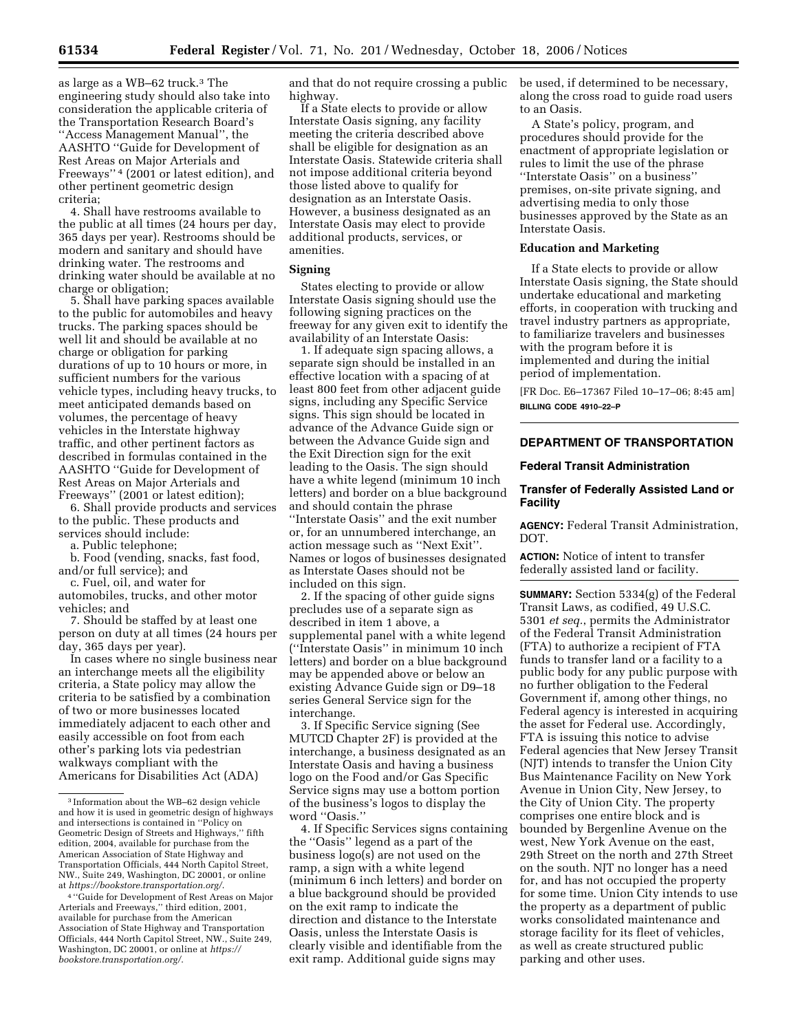as large as a WB–62 truck.[3] The engineering study should also take into consideration the applicable criteria of the Transportation Research Board's ''Access Management Manual'', the AASHTO ''Guide for Development of Rest Areas on Major Arterials and Freeways'' [4] (2001 or latest edition), and other pertinent geometric design criteria;

4. Shall have restrooms available to the public at all times (24 hours per day, 365 days per year). Restrooms should be modern and sanitary and should have drinking water. The restrooms and drinking water should be available at no charge or obligation;

5. Shall have parking spaces available to the public for automobiles and heavy trucks. The parking spaces should be well lit and should be available at no charge or obligation for parking durations of up to 10 hours or more, in sufficient numbers for the various vehicle types, including heavy trucks, to meet anticipated demands based on volumes, the percentage of heavy vehicles in the Interstate highway traffic, and other pertinent factors as described in formulas contained in the AASHTO ''Guide for Development of Rest Areas on Major Arterials and Freeways'' (2001 or latest edition);

6. Shall provide products and services to the public. These products and services should include:

a. Public telephone;

b. Food (vending, snacks, fast food, and/or full service); and

c. Fuel, oil, and water for automobiles, trucks, and other motor vehicles; and

7. Should be staffed by at least one person on duty at all times (24 hours per day, 365 days per year).

In cases where no single business near an interchange meets all the eligibility criteria, a State policy may allow the criteria to be satisfied by a combination of two or more businesses located immediately adjacent to each other and easily accessible on foot from each other's parking lots via pedestrian walkways compliant with the Americans for Disabilities Act (ADA) and that do not require crossing a public highway.

If a State elects to provide or allow Interstate Oasis signing, any facility meeting the criteria described above shall be eligible for designation as an Interstate Oasis. Statewide criteria shall not impose additional criteria beyond those listed above to qualify for designation as an Interstate Oasis. However, a business designated as an Interstate Oasis may elect to provide additional products, services, or amenities.

### Signing

States electing to provide or allow Interstate Oasis signing should use the following signing practices on the freeway for any given exit to identify the availability of an Interstate Oasis:

1. If adequate sign spacing allows, a separate sign should be installed in an effective location with a spacing of at least 800 feet from other adjacent guide signs, including any Specific Service signs. This sign should be located in advance of the Advance Guide sign or between the Advance Guide sign and the Exit Direction sign for the exit leading to the Oasis. The sign should have a white legend (minimum 10 inch letters) and border on a blue background and should contain the phrase ''Interstate Oasis'' and the exit number or, for an unnumbered interchange, an action message such as ''Next Exit''. Names or logos of businesses designated as Interstate Oases should not be included on this sign.

2. If the spacing of other guide signs precludes use of a separate sign as described in item 1 above, a supplemental panel with a white legend (''Interstate Oasis'' in minimum 10 inch letters) and border on a blue background may be appended above or below an existing Advance Guide sign or D9–18 series General Service sign for the interchange.

3. If Specific Service signing (See MUTCD Chapter 2F) is provided at the interchange, a business designated as an Interstate Oasis and having a business logo on the Food and/or Gas Specific Service signs may use a bottom portion of the business's logos to display the word ''Oasis.''

4. If Specific Services signs containing the ''Oasis'' legend as a part of the business logo(s) are not used on the ramp, a sign with a white legend (minimum 6 inch letters) and border on a blue background should be provided on the exit ramp to indicate the direction and distance to the Interstate Oasis, unless the Interstate Oasis is clearly visible and identifiable from the exit ramp. Additional guide signs may be used, if determined to be necessary, along the cross road to guide road users to an Oasis.

A State's policy, program, and procedures should provide for the enactment of appropriate legislation or rules to limit the use of the phrase ''Interstate Oasis'' on a business'' premises, on-site private signing, and advertising media to only those businesses approved by the State as an Interstate Oasis.

### Education and Marketing

If a State elects to provide or allow Interstate Oasis signing, the State should undertake educational and marketing efforts, in cooperation with trucking and travel industry partners as appropriate, to familiarize travelers and businesses with the program before it is implemented and during the initial period of implementation.

[FR Doc. E6–17367 Filed 10–17–06; 8:45 am]

**BILLING CODE 4910–22–P**

[3] Information about the WB–62 design vehicle and how it is used in geometric design of highways and intersections is contained in ''Policy on Geometric Design of Streets and Highways,'' fifth edition, 2004, available for purchase from the American Association of State Highway and Transportation Officials, 444 North Capitol Street, NW., Suite 249, Washington, DC 20001, or online at *https://bookstore.transportation.org/*.

[4] ''Guide for Development of Rest Areas on Major Arterials and Freeways,'' third edition, 2001, available for purchase from the American Association of State Highway and Transportation Officials, 444 North Capitol Street, NW., Suite 249, Washington, DC 20001, or online at *https://bookstore.transportation.org/*.

---

## DEPARTMENT OF TRANSPORTATION

### Federal Transit Administration

### Transfer of Federally Assisted Land or Facility

**AGENCY:** Federal Transit Administration, DOT.

**ACTION:** Notice of intent to transfer federally assisted land or facility.

**SUMMARY:** Section 5334(g) of the Federal Transit Laws, as codified, 49 U.S.C. 5301 *et seq.*, permits the Administrator of the Federal Transit Administration (FTA) to authorize a recipient of FTA funds to transfer land or a facility to a public body for any public purpose with no further obligation to the Federal Government if, among other things, no Federal agency is interested in acquiring the asset for Federal use. Accordingly, FTA is issuing this notice to advise Federal agencies that New Jersey Transit (NJT) intends to transfer the Union City Bus Maintenance Facility on New York Avenue in Union City, New Jersey, to the City of Union City. The property comprises one entire block and is bounded by Bergenline Avenue on the west, New York Avenue on the east, 29th Street on the north and 27th Street on the south. NJT no longer has a need for, and has not occupied the property for some time. Union City intends to use the property as a department of public works consolidated maintenance and storage facility for its fleet of vehicles, as well as create structured public parking and other uses.